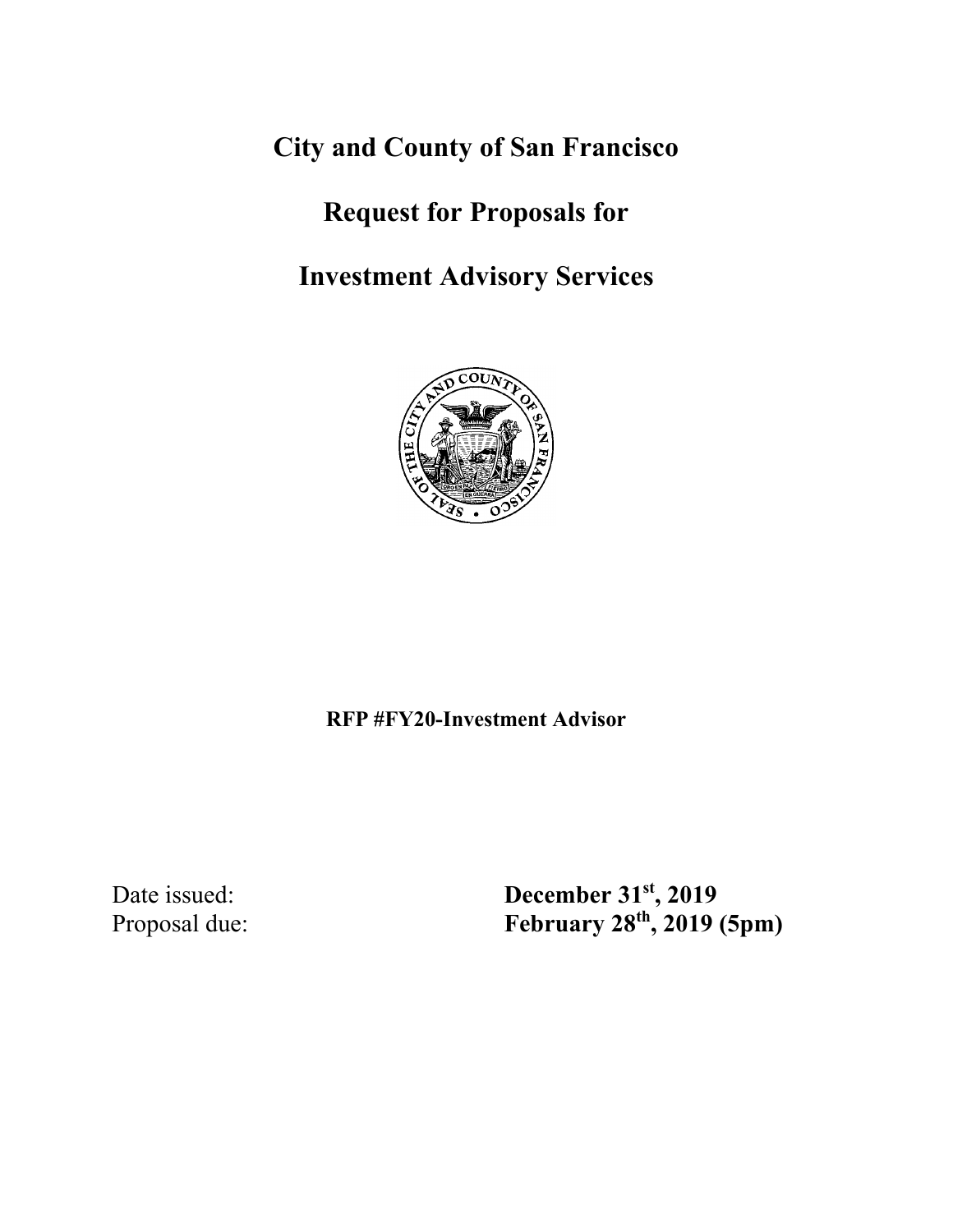# City and County of San Francisco

# Request for Proposals for

# Investment Advisory Services

**RFP #FY20-Investment Advisor**

Date issued: **December 31st, 2019**

Proposal due: **February 28th, 2019 (5pm)**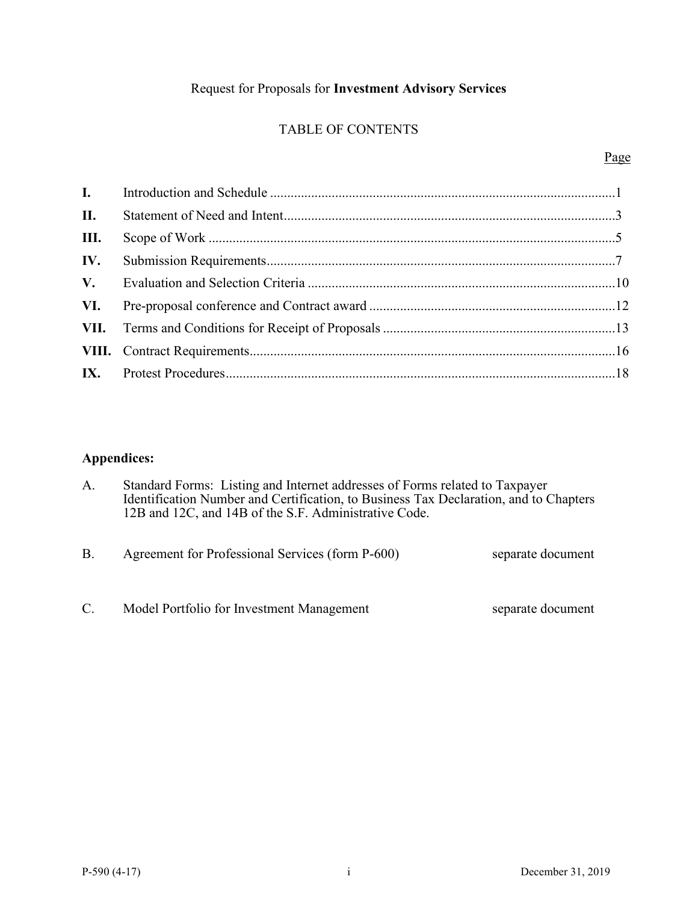Request for Proposals for **Investment Advisory Services**

TABLE OF CONTENTS

| | | Page |
|---|---|---|
| **I.** | Introduction and Schedule | 1 |
| **II.** | Statement of Need and Intent | 3 |
| **III.** | Scope of Work | 5 |
| **IV.** | Submission Requirements | 7 |
| **V.** | Evaluation and Selection Criteria | 10 |
| **VI.** | Pre-proposal conference and Contract award | 12 |
| **VII.** | Terms and Conditions for Receipt of Proposals | 13 |
| **VIII.** | Contract Requirements | 16 |
| **IX.** | Protest Procedures | 18 |

**Appendices:**

A. Standard Forms: Listing and Internet addresses of Forms related to Taxpayer Identification Number and Certification, to Business Tax Declaration, and to Chapters 12B and 12C, and 14B of the S.F. Administrative Code.

B. Agreement for Professional Services (form P-600) — separate document

C. Model Portfolio for Investment Management — separate document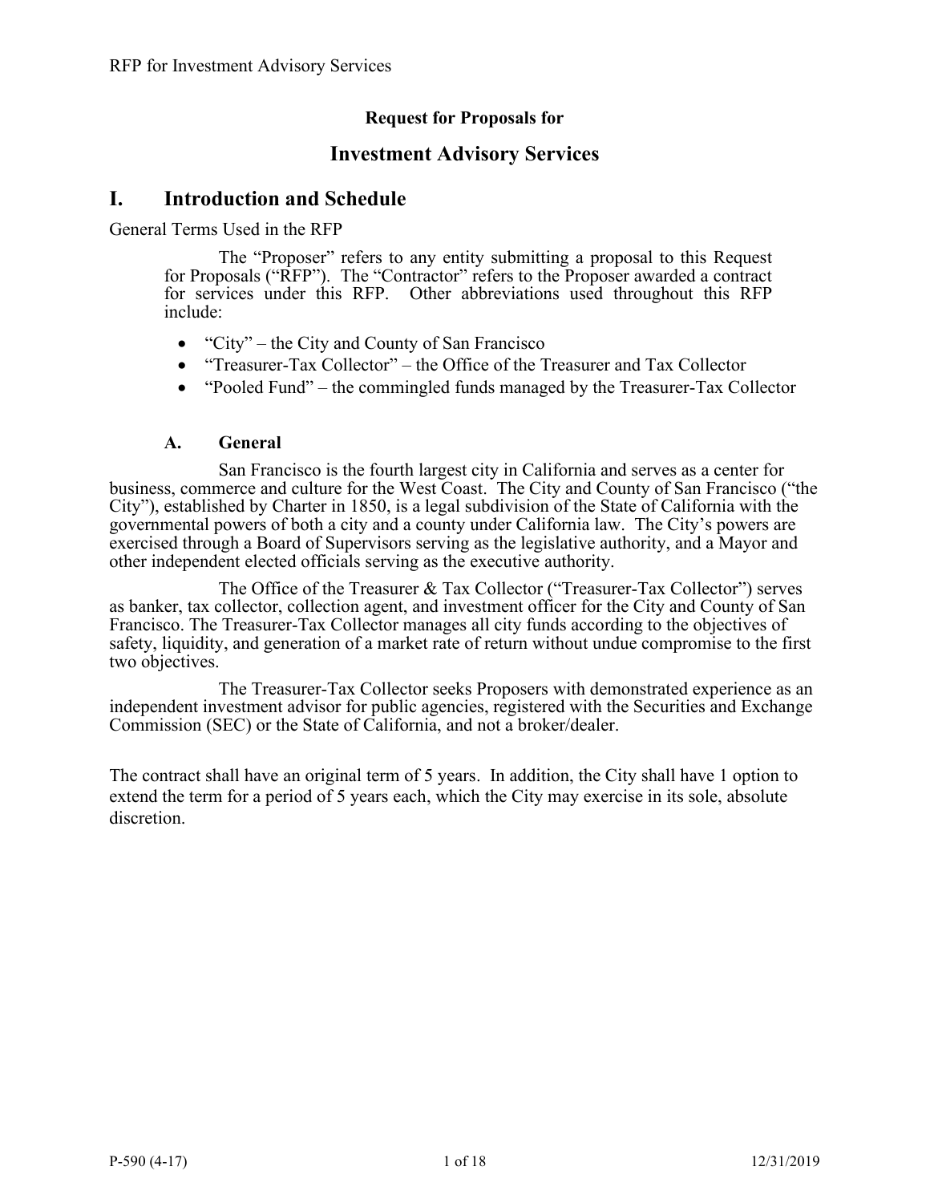**Request for Proposals for**

# Investment Advisory Services

## I. Introduction and Schedule

General Terms Used in the RFP

The "Proposer" refers to any entity submitting a proposal to this Request for Proposals ("RFP"). The "Contractor" refers to the Proposer awarded a contract for services under this RFP. Other abbreviations used throughout this RFP include:

- "City" – the City and County of San Francisco
- "Treasurer-Tax Collector" – the Office of the Treasurer and Tax Collector
- "Pooled Fund" – the commingled funds managed by the Treasurer-Tax Collector

### A. General

San Francisco is the fourth largest city in California and serves as a center for business, commerce and culture for the West Coast. The City and County of San Francisco ("the City"), established by Charter in 1850, is a legal subdivision of the State of California with the governmental powers of both a city and a county under California law. The City's powers are exercised through a Board of Supervisors serving as the legislative authority, and a Mayor and other independent elected officials serving as the executive authority.

The Office of the Treasurer & Tax Collector ("Treasurer-Tax Collector") serves as banker, tax collector, collection agent, and investment officer for the City and County of San Francisco. The Treasurer-Tax Collector manages all city funds according to the objectives of safety, liquidity, and generation of a market rate of return without undue compromise to the first two objectives.

The Treasurer-Tax Collector seeks Proposers with demonstrated experience as an independent investment advisor for public agencies, registered with the Securities and Exchange Commission (SEC) or the State of California, and not a broker/dealer.

The contract shall have an original term of 5 years. In addition, the City shall have 1 option to extend the term for a period of 5 years each, which the City may exercise in its sole, absolute discretion.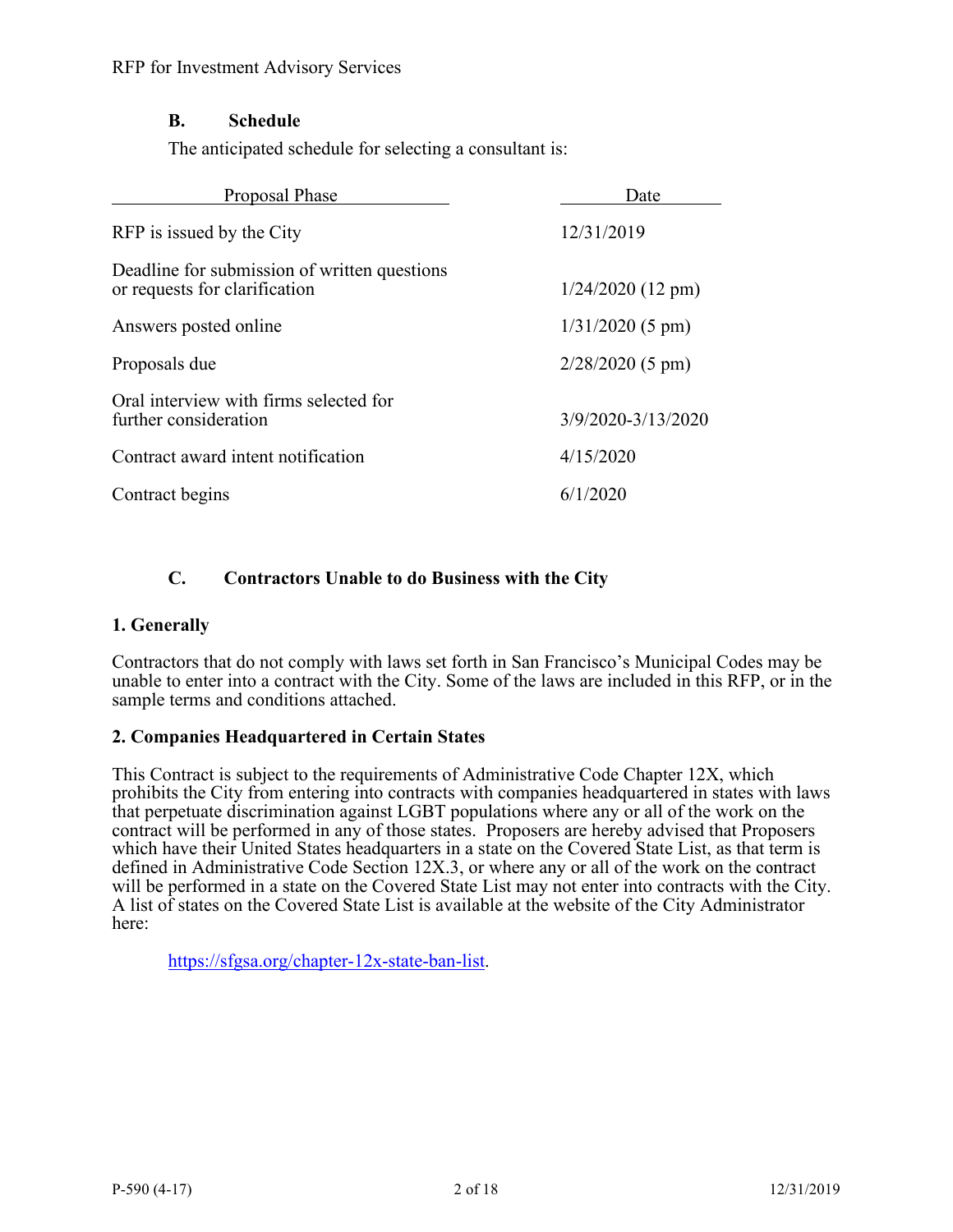### B. Schedule

The anticipated schedule for selecting a consultant is:

| Proposal Phase | Date |
|---|---|
| RFP is issued by the City | 12/31/2019 |
| Deadline for submission of written questions or requests for clarification | 1/24/2020 (12 pm) |
| Answers posted online | 1/31/2020 (5 pm) |
| Proposals due | 2/28/2020 (5 pm) |
| Oral interview with firms selected for further consideration | 3/9/2020-3/13/2020 |
| Contract award intent notification | 4/15/2020 |
| Contract begins | 6/1/2020 |

### C. Contractors Unable to do Business with the City

**1. Generally**

Contractors that do not comply with laws set forth in San Francisco's Municipal Codes may be unable to enter into a contract with the City. Some of the laws are included in this RFP, or in the sample terms and conditions attached.

**2. Companies Headquartered in Certain States**

This Contract is subject to the requirements of Administrative Code Chapter 12X, which prohibits the City from entering into contracts with companies headquartered in states with laws that perpetuate discrimination against LGBT populations where any or all of the work on the contract will be performed in any of those states. Proposers are hereby advised that Proposers which have their United States headquarters in a state on the Covered State List, as that term is defined in Administrative Code Section 12X.3, or where any or all of the work on the contract will be performed in a state on the Covered State List may not enter into contracts with the City. A list of states on the Covered State List is available at the website of the City Administrator here:

https://sfgsa.org/chapter-12x-state-ban-list.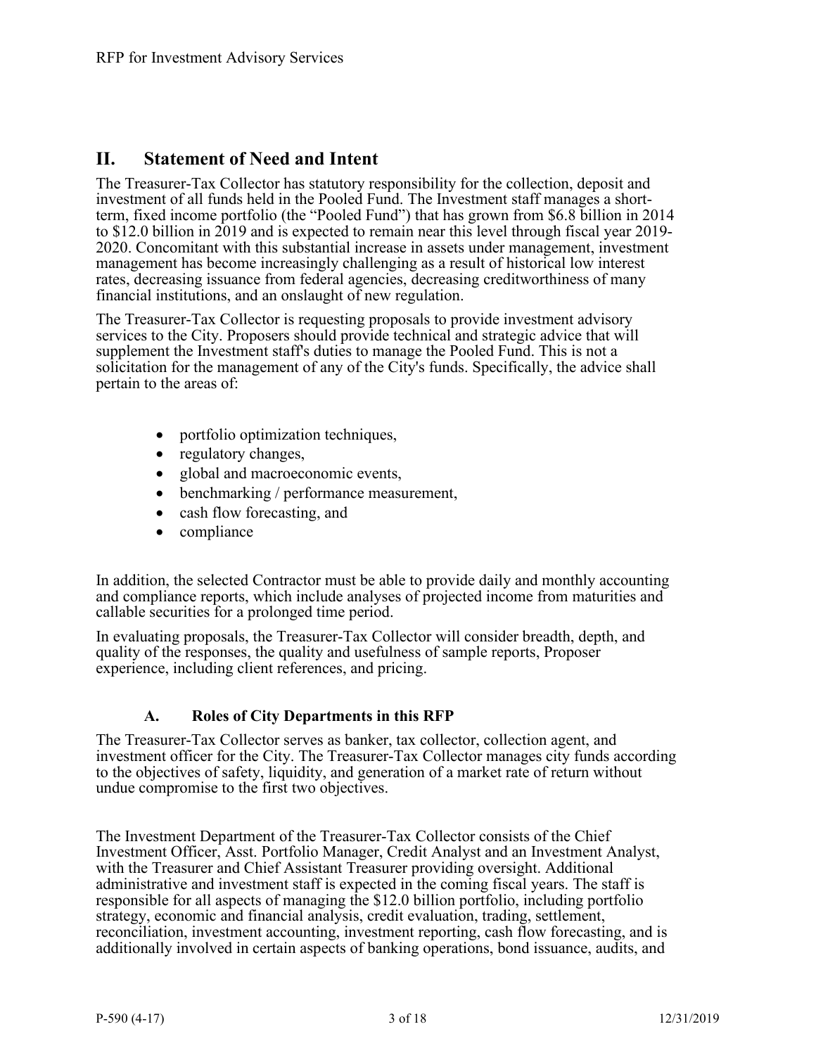## II. Statement of Need and Intent

The Treasurer-Tax Collector has statutory responsibility for the collection, deposit and investment of all funds held in the Pooled Fund. The Investment staff manages a short-term, fixed income portfolio (the "Pooled Fund") that has grown from $6.8 billion in 2014 to $12.0 billion in 2019 and is expected to remain near this level through fiscal year 2019-2020. Concomitant with this substantial increase in assets under management, investment management has become increasingly challenging as a result of historical low interest rates, decreasing issuance from federal agencies, decreasing creditworthiness of many financial institutions, and an onslaught of new regulation.

The Treasurer-Tax Collector is requesting proposals to provide investment advisory services to the City. Proposers should provide technical and strategic advice that will supplement the Investment staff's duties to manage the Pooled Fund. This is not a solicitation for the management of any of the City's funds. Specifically, the advice shall pertain to the areas of:

- portfolio optimization techniques,
- regulatory changes,
- global and macroeconomic events,
- benchmarking / performance measurement,
- cash flow forecasting, and
- compliance

In addition, the selected Contractor must be able to provide daily and monthly accounting and compliance reports, which include analyses of projected income from maturities and callable securities for a prolonged time period.

In evaluating proposals, the Treasurer-Tax Collector will consider breadth, depth, and quality of the responses, the quality and usefulness of sample reports, Proposer experience, including client references, and pricing.

### A. Roles of City Departments in this RFP

The Treasurer-Tax Collector serves as banker, tax collector, collection agent, and investment officer for the City. The Treasurer-Tax Collector manages city funds according to the objectives of safety, liquidity, and generation of a market rate of return without undue compromise to the first two objectives.

The Investment Department of the Treasurer-Tax Collector consists of the Chief Investment Officer, Asst. Portfolio Manager, Credit Analyst and an Investment Analyst, with the Treasurer and Chief Assistant Treasurer providing oversight. Additional administrative and investment staff is expected in the coming fiscal years. The staff is responsible for all aspects of managing the $12.0 billion portfolio, including portfolio strategy, economic and financial analysis, credit evaluation, trading, settlement, reconciliation, investment accounting, investment reporting, cash flow forecasting, and is additionally involved in certain aspects of banking operations, bond issuance, audits, and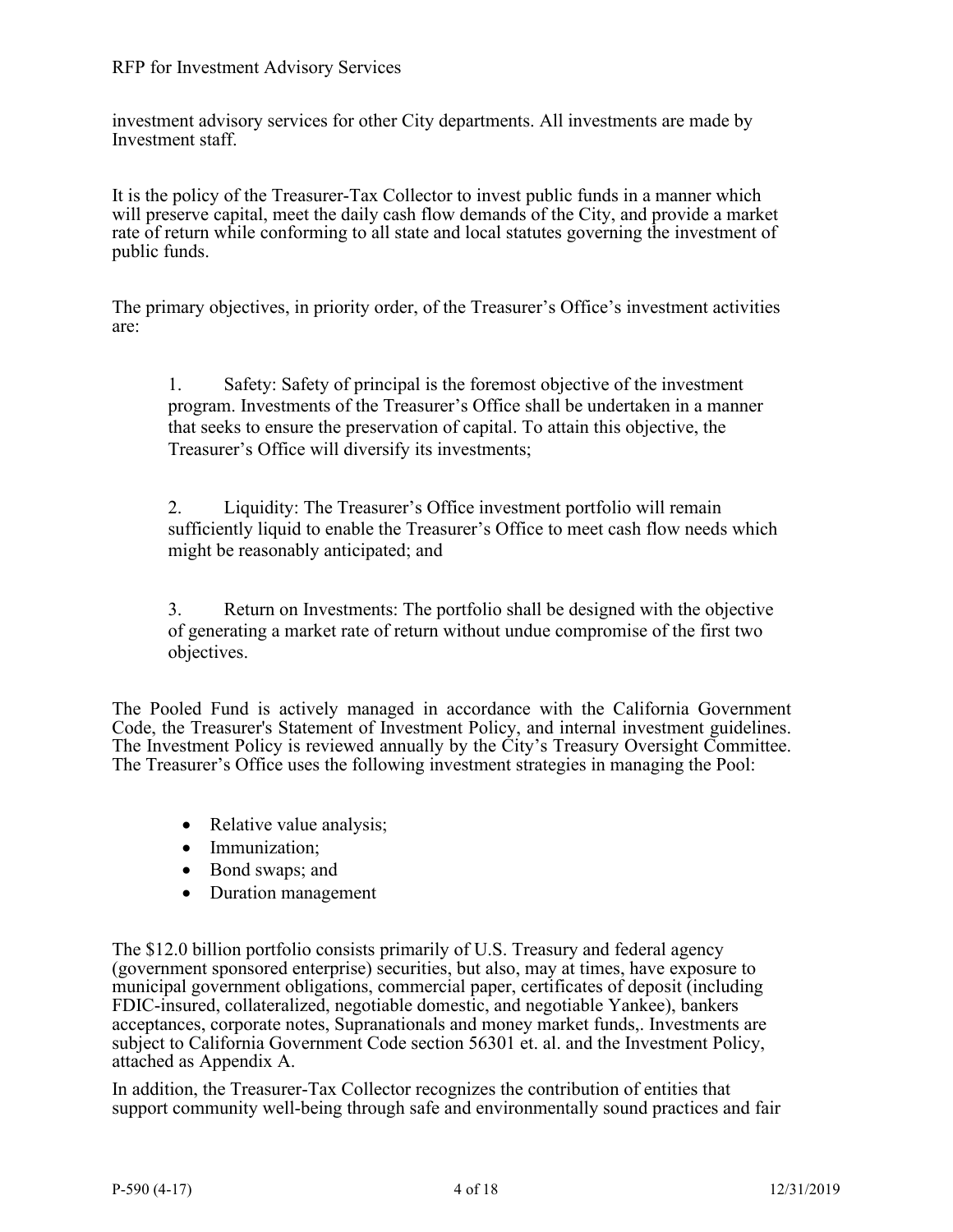investment advisory services for other City departments. All investments are made by Investment staff.

It is the policy of the Treasurer-Tax Collector to invest public funds in a manner which will preserve capital, meet the daily cash flow demands of the City, and provide a market rate of return while conforming to all state and local statutes governing the investment of public funds.

The primary objectives, in priority order, of the Treasurer's Office's investment activities are:

1. Safety: Safety of principal is the foremost objective of the investment program. Investments of the Treasurer's Office shall be undertaken in a manner that seeks to ensure the preservation of capital. To attain this objective, the Treasurer's Office will diversify its investments;

2. Liquidity: The Treasurer's Office investment portfolio will remain sufficiently liquid to enable the Treasurer's Office to meet cash flow needs which might be reasonably anticipated; and

3. Return on Investments: The portfolio shall be designed with the objective of generating a market rate of return without undue compromise of the first two objectives.

The Pooled Fund is actively managed in accordance with the California Government Code, the Treasurer's Statement of Investment Policy, and internal investment guidelines. The Investment Policy is reviewed annually by the City's Treasury Oversight Committee. The Treasurer's Office uses the following investment strategies in managing the Pool:

- Relative value analysis;
- Immunization;
- Bond swaps; and
- Duration management

The $12.0 billion portfolio consists primarily of U.S. Treasury and federal agency (government sponsored enterprise) securities, but also, may at times, have exposure to municipal government obligations, commercial paper, certificates of deposit (including FDIC-insured, collateralized, negotiable domestic, and negotiable Yankee), bankers acceptances, corporate notes, Supranationals and money market funds,. Investments are subject to California Government Code section 56301 et. al. and the Investment Policy, attached as Appendix A.

In addition, the Treasurer-Tax Collector recognizes the contribution of entities that support community well-being through safe and environmentally sound practices and fair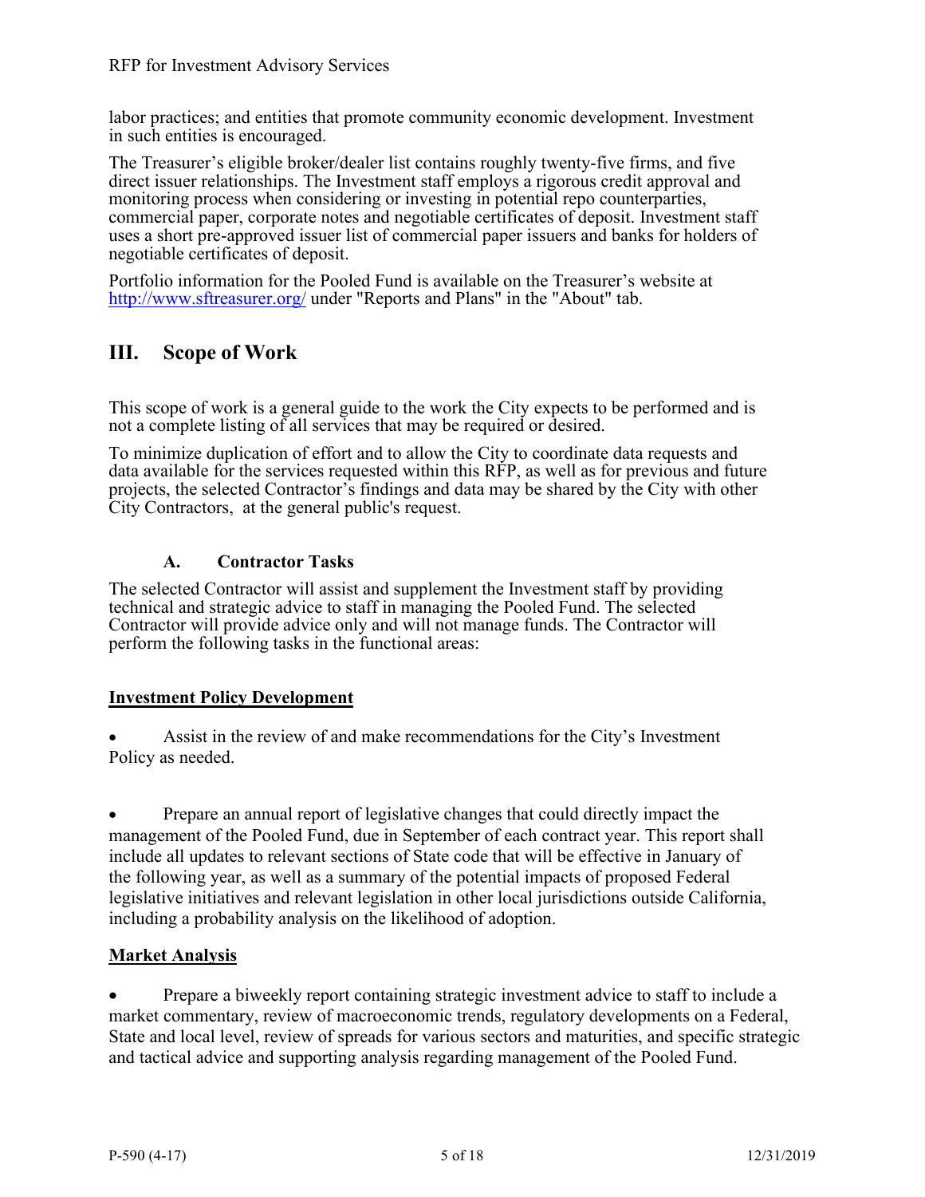labor practices; and entities that promote community economic development. Investment in such entities is encouraged.

The Treasurer's eligible broker/dealer list contains roughly twenty-five firms, and five direct issuer relationships. The Investment staff employs a rigorous credit approval and monitoring process when considering or investing in potential repo counterparties, commercial paper, corporate notes and negotiable certificates of deposit. Investment staff uses a short pre-approved issuer list of commercial paper issuers and banks for holders of negotiable certificates of deposit.

Portfolio information for the Pooled Fund is available on the Treasurer's website at http://www.sftreasurer.org/ under "Reports and Plans" in the "About" tab.

## III. Scope of Work

This scope of work is a general guide to the work the City expects to be performed and is not a complete listing of all services that may be required or desired.

To minimize duplication of effort and to allow the City to coordinate data requests and data available for the services requested within this RFP, as well as for previous and future projects, the selected Contractor's findings and data may be shared by the City with other City Contractors, at the general public's request.

### A. Contractor Tasks

The selected Contractor will assist and supplement the Investment staff by providing technical and strategic advice to staff in managing the Pooled Fund. The selected Contractor will provide advice only and will not manage funds. The Contractor will perform the following tasks in the functional areas:

**Investment Policy Development**

- Assist in the review of and make recommendations for the City's Investment Policy as needed.

- Prepare an annual report of legislative changes that could directly impact the management of the Pooled Fund, due in September of each contract year. This report shall include all updates to relevant sections of State code that will be effective in January of the following year, as well as a summary of the potential impacts of proposed Federal legislative initiatives and relevant legislation in other local jurisdictions outside California, including a probability analysis on the likelihood of adoption.

**Market Analysis**

- Prepare a biweekly report containing strategic investment advice to staff to include a market commentary, review of macroeconomic trends, regulatory developments on a Federal, State and local level, review of spreads for various sectors and maturities, and specific strategic and tactical advice and supporting analysis regarding management of the Pooled Fund.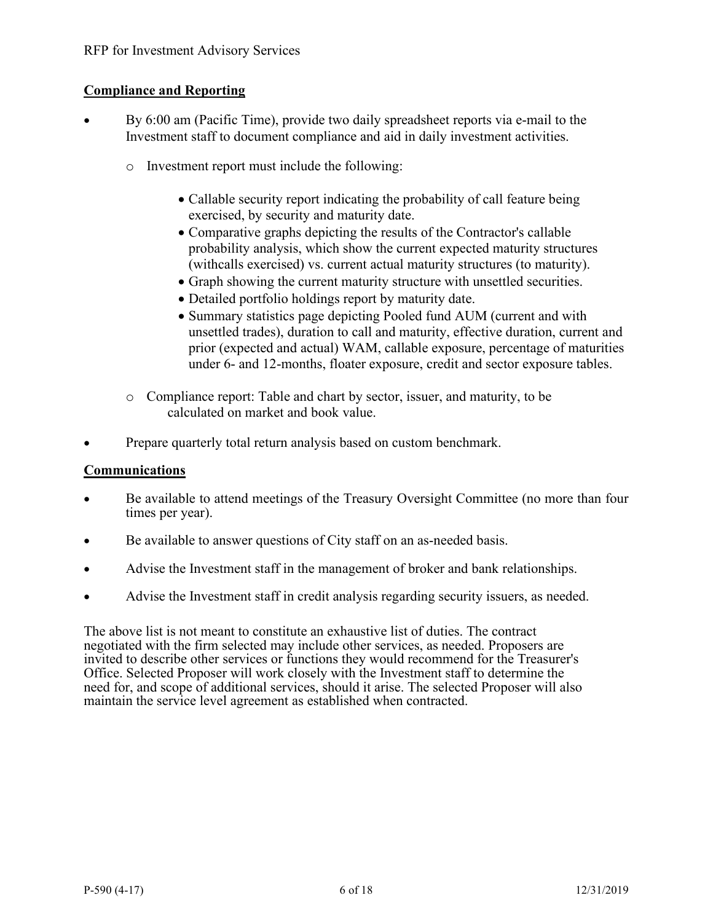## Compliance and Reporting

- By 6:00 am (Pacific Time), provide two daily spreadsheet reports via e-mail to the Investment staff to document compliance and aid in daily investment activities.
  - Investment report must include the following:
    - Callable security report indicating the probability of call feature being exercised, by security and maturity date.
    - Comparative graphs depicting the results of the Contractor's callable probability analysis, which show the current expected maturity structures (withcalls exercised) vs. current actual maturity structures (to maturity).
    - Graph showing the current maturity structure with unsettled securities.
    - Detailed portfolio holdings report by maturity date.
    - Summary statistics page depicting Pooled fund AUM (current and with unsettled trades), duration to call and maturity, effective duration, current and prior (expected and actual) WAM, callable exposure, percentage of maturities under 6- and 12-months, floater exposure, credit and sector exposure tables.
  - Compliance report: Table and chart by sector, issuer, and maturity, to be calculated on market and book value.
- Prepare quarterly total return analysis based on custom benchmark.

## Communications

- Be available to attend meetings of the Treasury Oversight Committee (no more than four times per year).
- Be available to answer questions of City staff on an as-needed basis.
- Advise the Investment staff in the management of broker and bank relationships.
- Advise the Investment staff in credit analysis regarding security issuers, as needed.

The above list is not meant to constitute an exhaustive list of duties. The contract negotiated with the firm selected may include other services, as needed. Proposers are invited to describe other services or functions they would recommend for the Treasurer's Office. Selected Proposer will work closely with the Investment staff to determine the need for, and scope of additional services, should it arise. The selected Proposer will also maintain the service level agreement as established when contracted.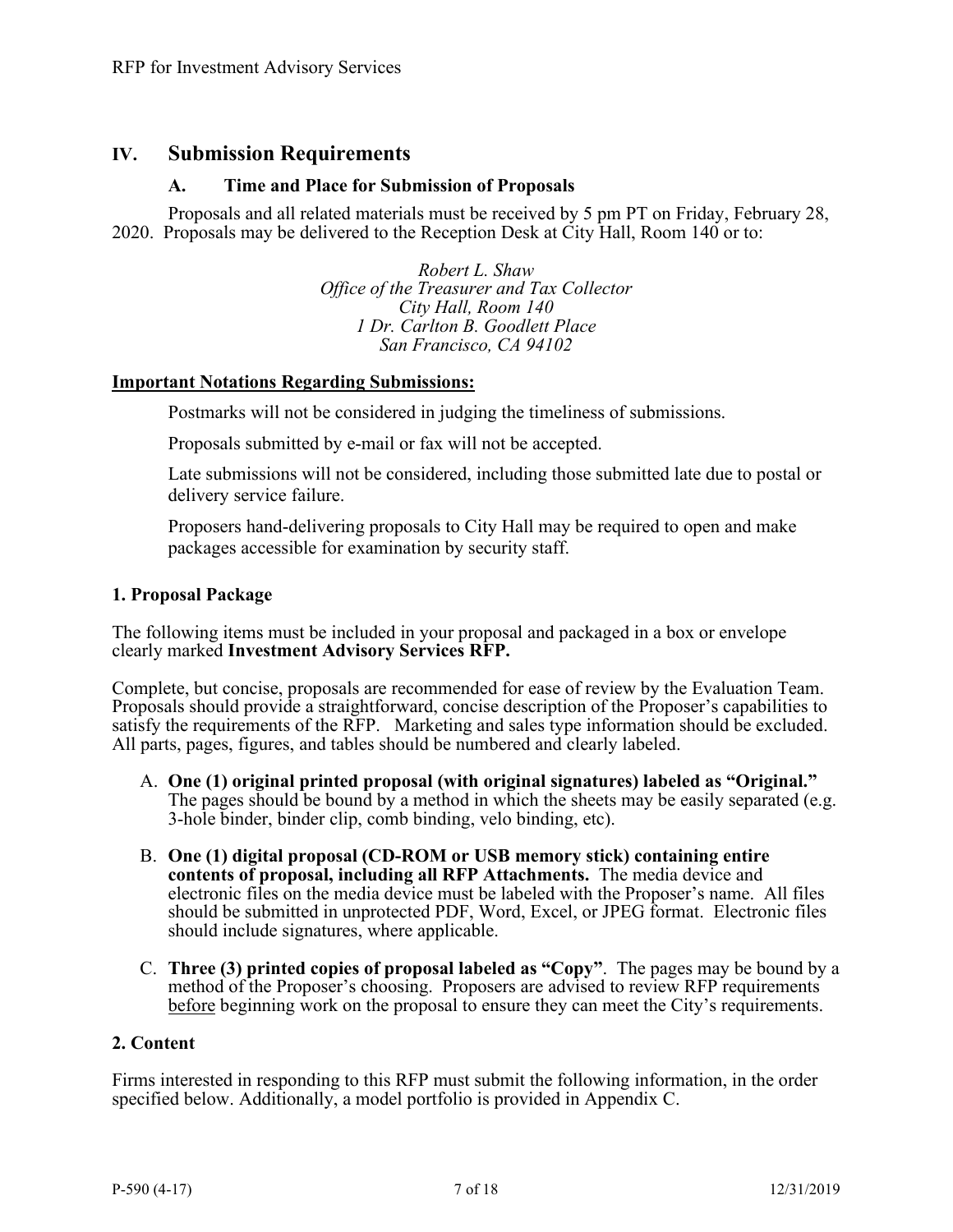## IV. Submission Requirements

### A. Time and Place for Submission of Proposals

Proposals and all related materials must be received by 5 pm PT on Friday, February 28, 2020. Proposals may be delivered to the Reception Desk at City Hall, Room 140 or to:

*Robert L. Shaw*
*Office of the Treasurer and Tax Collector*
*City Hall, Room 140*
*1 Dr. Carlton B. Goodlett Place*
*San Francisco, CA 94102*

**Important Notations Regarding Submissions:**

Postmarks will not be considered in judging the timeliness of submissions.

Proposals submitted by e-mail or fax will not be accepted.

Late submissions will not be considered, including those submitted late due to postal or delivery service failure.

Proposers hand-delivering proposals to City Hall may be required to open and make packages accessible for examination by security staff.

#### 1. Proposal Package

The following items must be included in your proposal and packaged in a box or envelope clearly marked **Investment Advisory Services RFP.**

Complete, but concise, proposals are recommended for ease of review by the Evaluation Team. Proposals should provide a straightforward, concise description of the Proposer's capabilities to satisfy the requirements of the RFP. Marketing and sales type information should be excluded. All parts, pages, figures, and tables should be numbered and clearly labeled.

A. **One (1) original printed proposal (with original signatures) labeled as "Original."** The pages should be bound by a method in which the sheets may be easily separated (e.g. 3-hole binder, binder clip, comb binding, velo binding, etc).

B. **One (1) digital proposal (CD-ROM or USB memory stick) containing entire contents of proposal, including all RFP Attachments.** The media device and electronic files on the media device must be labeled with the Proposer's name. All files should be submitted in unprotected PDF, Word, Excel, or JPEG format. Electronic files should include signatures, where applicable.

C. **Three (3) printed copies of proposal labeled as "Copy"**. The pages may be bound by a method of the Proposer's choosing. Proposers are advised to review RFP requirements before beginning work on the proposal to ensure they can meet the City's requirements.

#### 2. Content

Firms interested in responding to this RFP must submit the following information, in the order specified below. Additionally, a model portfolio is provided in Appendix C.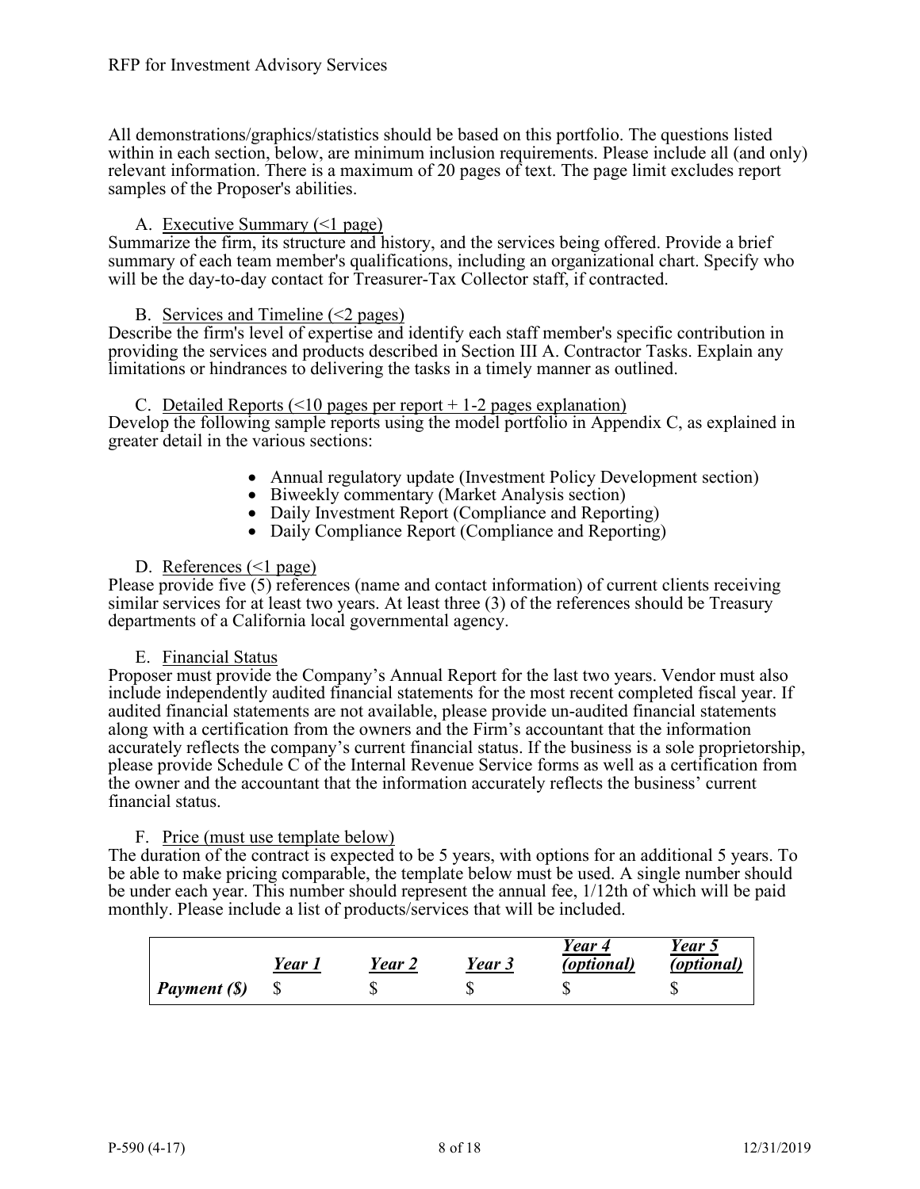All demonstrations/graphics/statistics should be based on this portfolio. The questions listed within in each section, below, are minimum inclusion requirements. Please include all (and only) relevant information. There is a maximum of 20 pages of text. The page limit excludes report samples of the Proposer's abilities.

A. Executive Summary (<1 page)

Summarize the firm, its structure and history, and the services being offered. Provide a brief summary of each team member's qualifications, including an organizational chart. Specify who will be the day-to-day contact for Treasurer-Tax Collector staff, if contracted.

B. Services and Timeline (<2 pages)

Describe the firm's level of expertise and identify each staff member's specific contribution in providing the services and products described in Section III A. Contractor Tasks. Explain any limitations or hindrances to delivering the tasks in a timely manner as outlined.

C. Detailed Reports (<10 pages per report + 1-2 pages explanation)

Develop the following sample reports using the model portfolio in Appendix C, as explained in greater detail in the various sections:

- Annual regulatory update (Investment Policy Development section)
- Biweekly commentary (Market Analysis section)
- Daily Investment Report (Compliance and Reporting)
- Daily Compliance Report (Compliance and Reporting)

D. References (<1 page)

Please provide five (5) references (name and contact information) of current clients receiving similar services for at least two years. At least three (3) of the references should be Treasury departments of a California local governmental agency.

E. Financial Status

Proposer must provide the Company's Annual Report for the last two years. Vendor must also include independently audited financial statements for the most recent completed fiscal year. If audited financial statements are not available, please provide un-audited financial statements along with a certification from the owners and the Firm's accountant that the information accurately reflects the company's current financial status. If the business is a sole proprietorship, please provide Schedule C of the Internal Revenue Service forms as well as a certification from the owner and the accountant that the information accurately reflects the business' current financial status.

F. Price (must use template below)

The duration of the contract is expected to be 5 years, with options for an additional 5 years. To be able to make pricing comparable, the template below must be used. A single number should be under each year. This number should represent the annual fee, 1/12th of which will be paid monthly. Please include a list of products/services that will be included.

| | ***Year 1*** | ***Year 2*** | ***Year 3*** | ***Year 4 (optional)*** | ***Year 5 (optional)*** |
|---|---|---|---|---|---|
| ***Payment ($)*** | $ | $ | $ | $ | $ |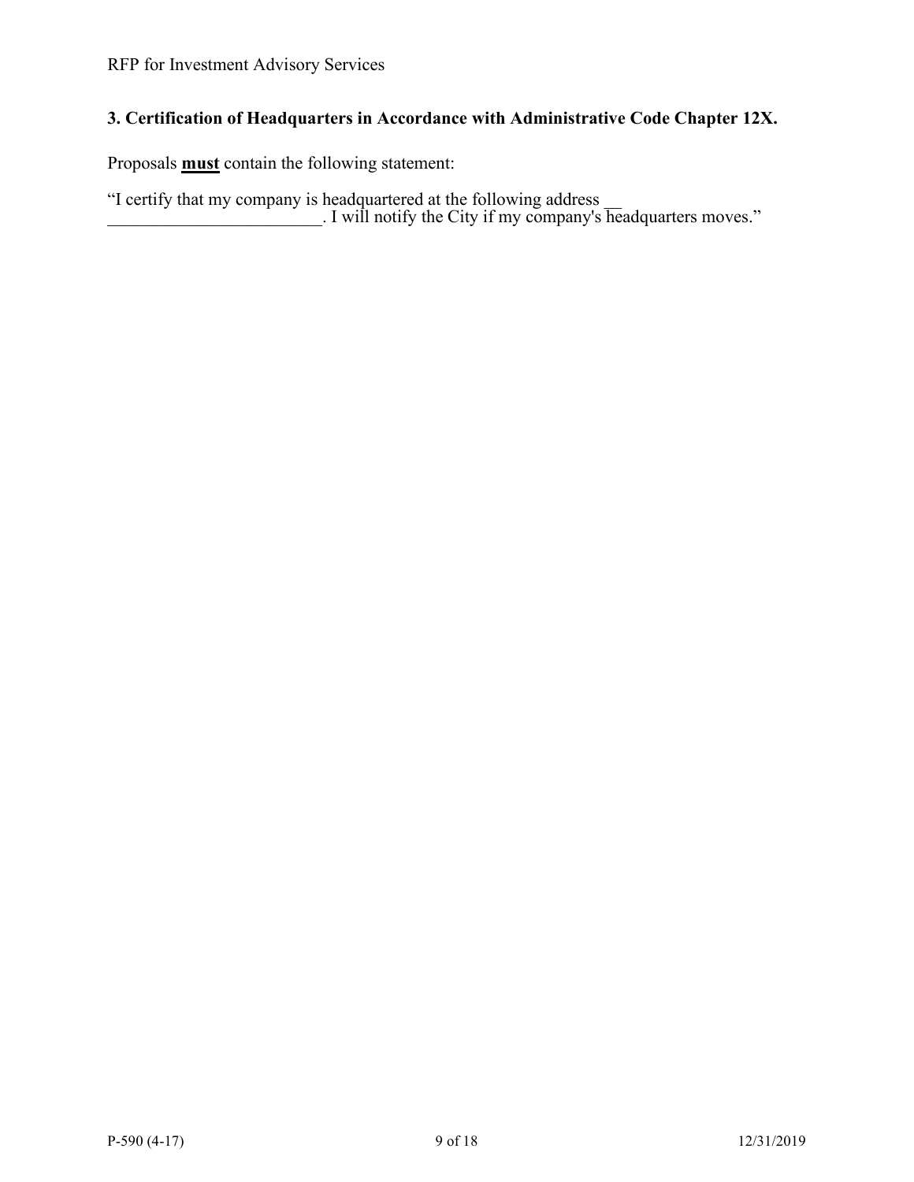### 3. Certification of Headquarters in Accordance with Administrative Code Chapter 12X.

Proposals **must** contain the following statement:

"I certify that my company is headquartered at the following address __ ________________________. I will notify the City if my company's headquarters moves."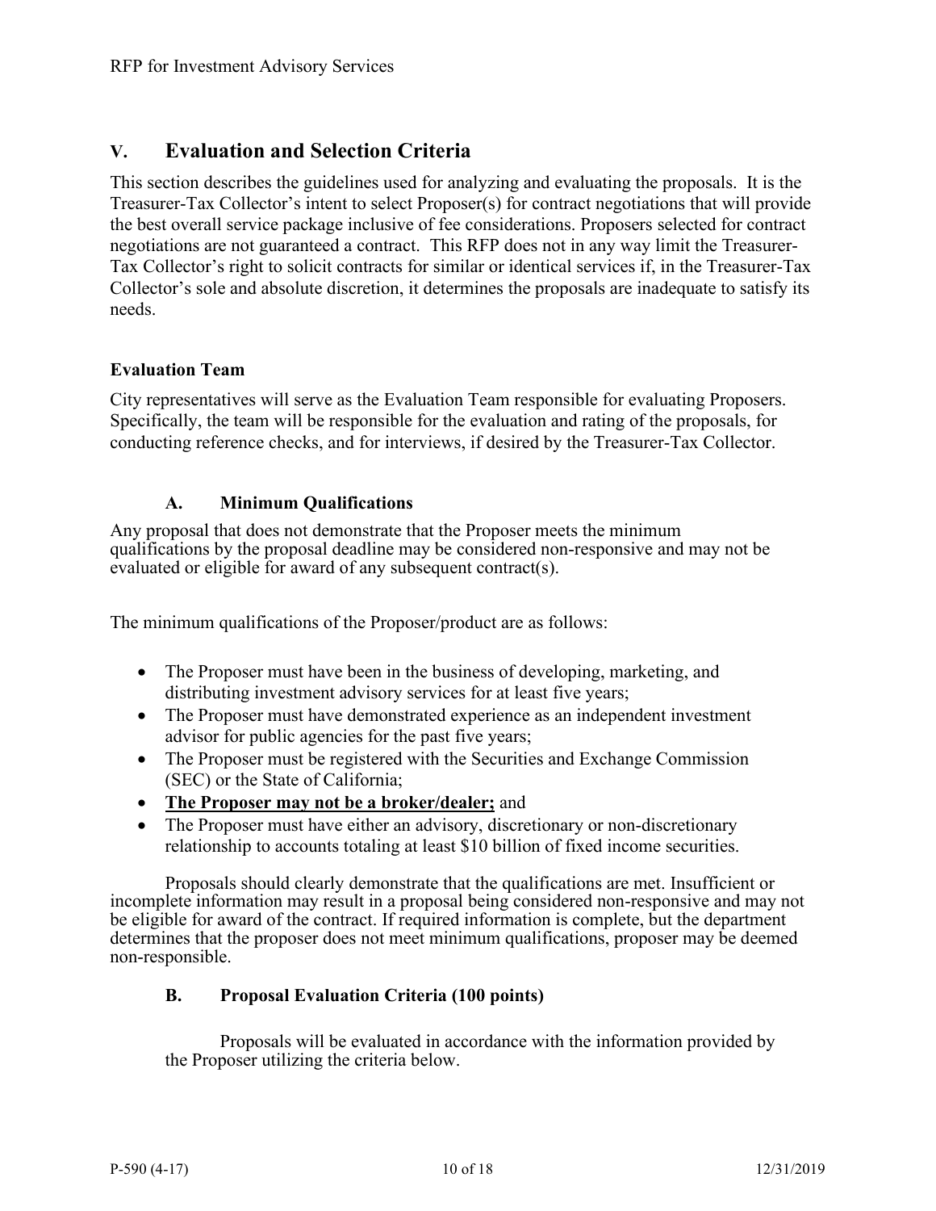## V. Evaluation and Selection Criteria

This section describes the guidelines used for analyzing and evaluating the proposals. It is the Treasurer-Tax Collector's intent to select Proposer(s) for contract negotiations that will provide the best overall service package inclusive of fee considerations. Proposers selected for contract negotiations are not guaranteed a contract. This RFP does not in any way limit the Treasurer-Tax Collector's right to solicit contracts for similar or identical services if, in the Treasurer-Tax Collector's sole and absolute discretion, it determines the proposals are inadequate to satisfy its needs.

**Evaluation Team**

City representatives will serve as the Evaluation Team responsible for evaluating Proposers. Specifically, the team will be responsible for the evaluation and rating of the proposals, for conducting reference checks, and for interviews, if desired by the Treasurer-Tax Collector.

### A. Minimum Qualifications

Any proposal that does not demonstrate that the Proposer meets the minimum qualifications by the proposal deadline may be considered non-responsive and may not be evaluated or eligible for award of any subsequent contract(s).

The minimum qualifications of the Proposer/product are as follows:

- The Proposer must have been in the business of developing, marketing, and distributing investment advisory services for at least five years;
- The Proposer must have demonstrated experience as an independent investment advisor for public agencies for the past five years;
- The Proposer must be registered with the Securities and Exchange Commission (SEC) or the State of California;
- **<u>The Proposer may not be a broker/dealer;</u>** and
- The Proposer must have either an advisory, discretionary or non-discretionary relationship to accounts totaling at least $10 billion of fixed income securities.

Proposals should clearly demonstrate that the qualifications are met. Insufficient or incomplete information may result in a proposal being considered non-responsive and may not be eligible for award of the contract. If required information is complete, but the department determines that the proposer does not meet minimum qualifications, proposer may be deemed non-responsible.

### B. Proposal Evaluation Criteria (100 points)

Proposals will be evaluated in accordance with the information provided by the Proposer utilizing the criteria below.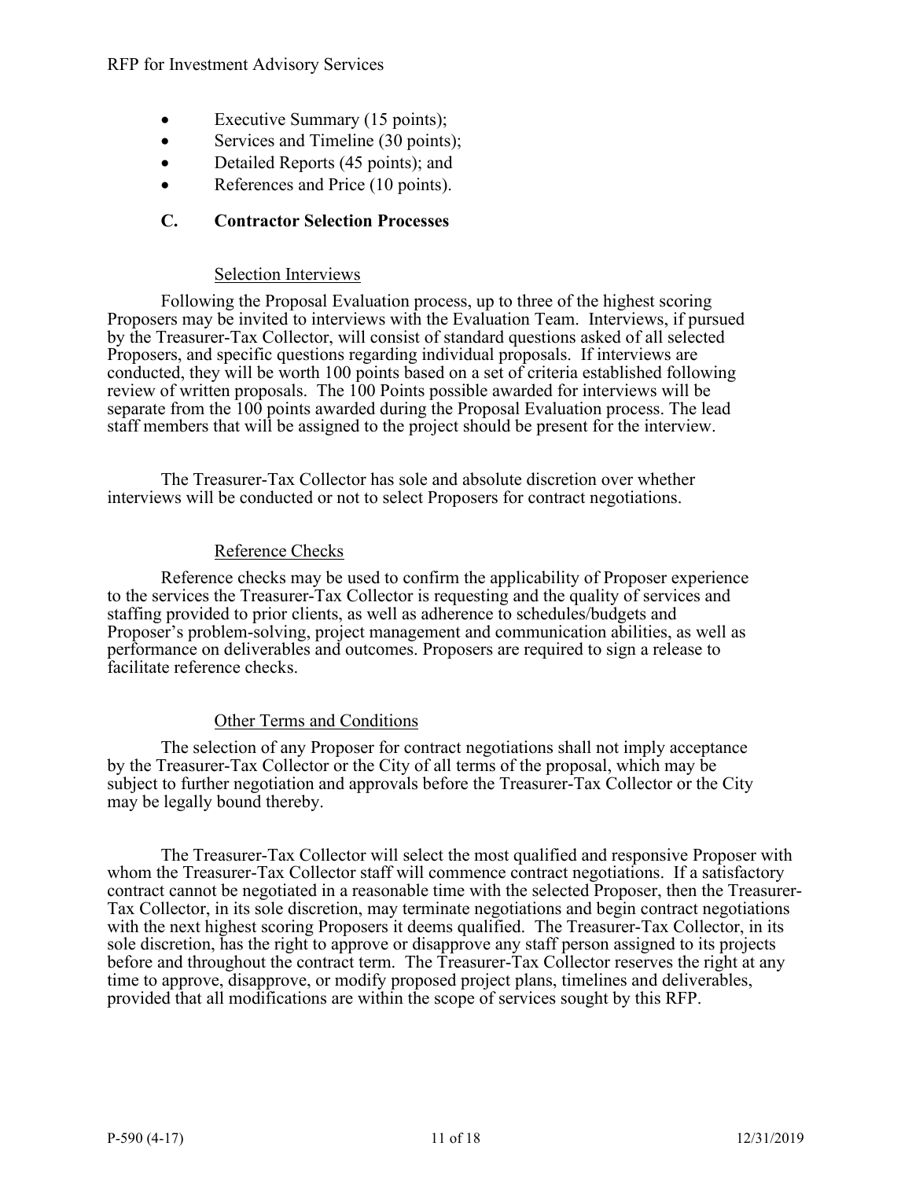- Executive Summary (15 points);
- Services and Timeline (30 points);
- Detailed Reports (45 points); and
- References and Price (10 points).

### C. Contractor Selection Processes

Selection Interviews

Following the Proposal Evaluation process, up to three of the highest scoring Proposers may be invited to interviews with the Evaluation Team. Interviews, if pursued by the Treasurer-Tax Collector, will consist of standard questions asked of all selected Proposers, and specific questions regarding individual proposals. If interviews are conducted, they will be worth 100 points based on a set of criteria established following review of written proposals. The 100 Points possible awarded for interviews will be separate from the 100 points awarded during the Proposal Evaluation process. The lead staff members that will be assigned to the project should be present for the interview.

The Treasurer-Tax Collector has sole and absolute discretion over whether interviews will be conducted or not to select Proposers for contract negotiations.

Reference Checks

Reference checks may be used to confirm the applicability of Proposer experience to the services the Treasurer-Tax Collector is requesting and the quality of services and staffing provided to prior clients, as well as adherence to schedules/budgets and Proposer's problem-solving, project management and communication abilities, as well as performance on deliverables and outcomes. Proposers are required to sign a release to facilitate reference checks.

Other Terms and Conditions

The selection of any Proposer for contract negotiations shall not imply acceptance by the Treasurer-Tax Collector or the City of all terms of the proposal, which may be subject to further negotiation and approvals before the Treasurer-Tax Collector or the City may be legally bound thereby.

The Treasurer-Tax Collector will select the most qualified and responsive Proposer with whom the Treasurer-Tax Collector staff will commence contract negotiations. If a satisfactory contract cannot be negotiated in a reasonable time with the selected Proposer, then the Treasurer-Tax Collector, in its sole discretion, may terminate negotiations and begin contract negotiations with the next highest scoring Proposers it deems qualified. The Treasurer-Tax Collector, in its sole discretion, has the right to approve or disapprove any staff person assigned to its projects before and throughout the contract term. The Treasurer-Tax Collector reserves the right at any time to approve, disapprove, or modify proposed project plans, timelines and deliverables, provided that all modifications are within the scope of services sought by this RFP.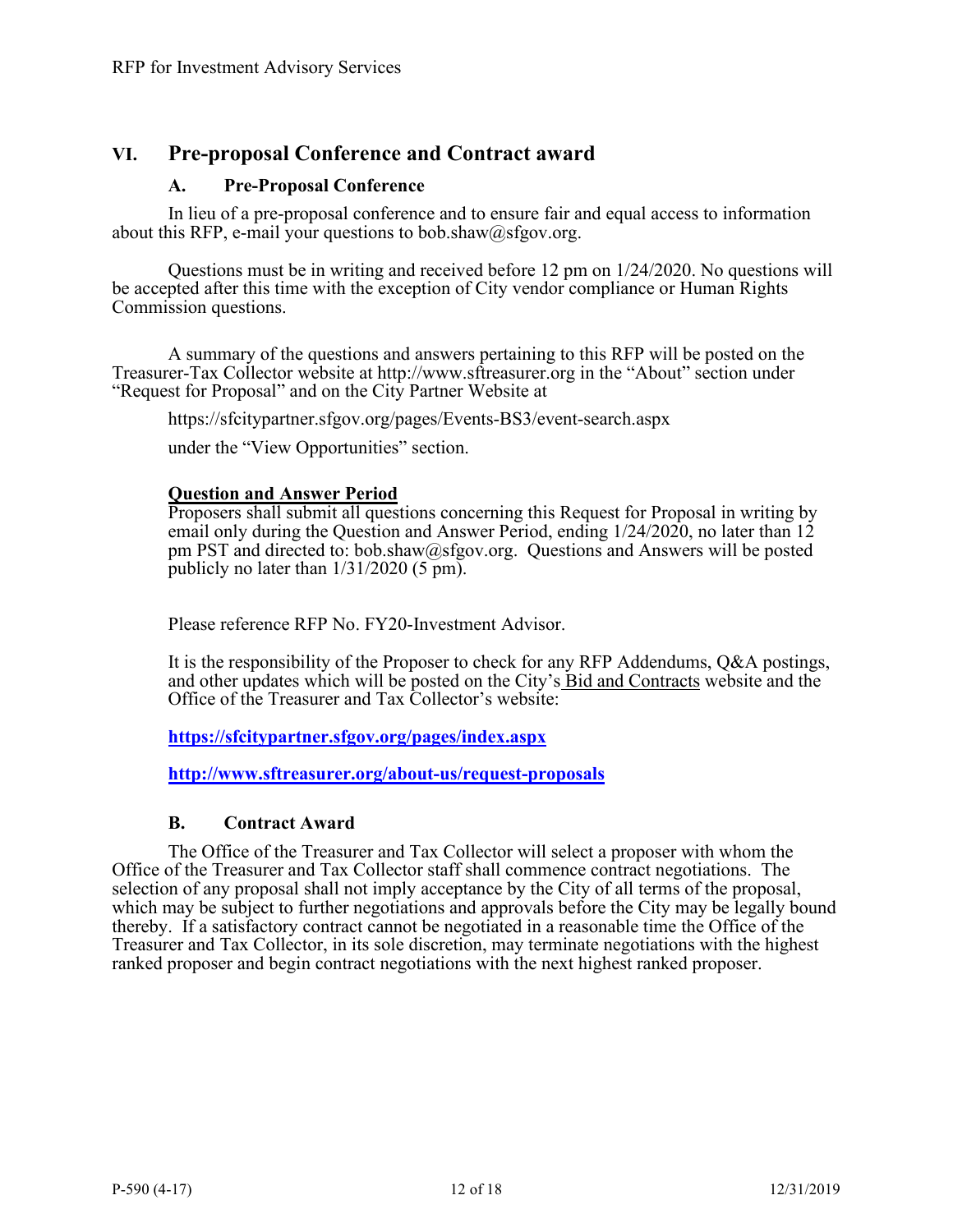## VI. Pre-proposal Conference and Contract award

### A. Pre-Proposal Conference

In lieu of a pre-proposal conference and to ensure fair and equal access to information about this RFP, e-mail your questions to bob.shaw@sfgov.org.

Questions must be in writing and received before 12 pm on 1/24/2020. No questions will be accepted after this time with the exception of City vendor compliance or Human Rights Commission questions.

A summary of the questions and answers pertaining to this RFP will be posted on the Treasurer-Tax Collector website at http://www.sftreasurer.org in the "About" section under "Request for Proposal" and on the City Partner Website at

https://sfcitypartner.sfgov.org/pages/Events-BS3/event-search.aspx

under the "View Opportunities" section.

**Question and Answer Period**

Proposers shall submit all questions concerning this Request for Proposal in writing by email only during the Question and Answer Period, ending 1/24/2020, no later than 12 pm PST and directed to: bob.shaw@sfgov.org. Questions and Answers will be posted publicly no later than 1/31/2020 (5 pm).

Please reference RFP No. FY20-Investment Advisor.

It is the responsibility of the Proposer to check for any RFP Addendums, Q&A postings, and other updates which will be posted on the City's Bid and Contracts website and the Office of the Treasurer and Tax Collector's website:

**https://sfcitypartner.sfgov.org/pages/index.aspx**

**http://www.sftreasurer.org/about-us/request-proposals**

### B. Contract Award

The Office of the Treasurer and Tax Collector will select a proposer with whom the Office of the Treasurer and Tax Collector staff shall commence contract negotiations. The selection of any proposal shall not imply acceptance by the City of all terms of the proposal, which may be subject to further negotiations and approvals before the City may be legally bound thereby. If a satisfactory contract cannot be negotiated in a reasonable time the Office of the Treasurer and Tax Collector, in its sole discretion, may terminate negotiations with the highest ranked proposer and begin contract negotiations with the next highest ranked proposer.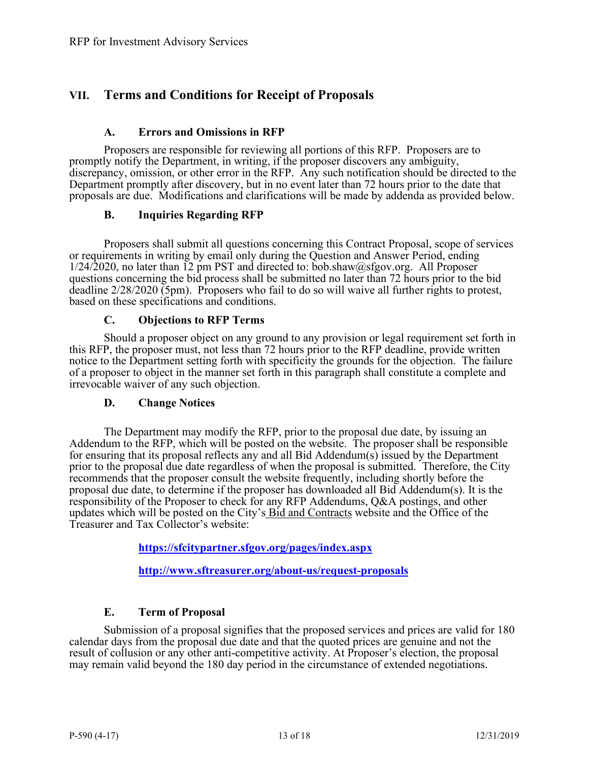## VII. Terms and Conditions for Receipt of Proposals

### A. Errors and Omissions in RFP

Proposers are responsible for reviewing all portions of this RFP. Proposers are to promptly notify the Department, in writing, if the proposer discovers any ambiguity, discrepancy, omission, or other error in the RFP. Any such notification should be directed to the Department promptly after discovery, but in no event later than 72 hours prior to the date that proposals are due. Modifications and clarifications will be made by addenda as provided below.

### B. Inquiries Regarding RFP

Proposers shall submit all questions concerning this Contract Proposal, scope of services or requirements in writing by email only during the Question and Answer Period, ending 1/24/2020, no later than 12 pm PST and directed to: bob.shaw@sfgov.org. All Proposer questions concerning the bid process shall be submitted no later than 72 hours prior to the bid deadline 2/28/2020 (5pm). Proposers who fail to do so will waive all further rights to protest, based on these specifications and conditions.

### C. Objections to RFP Terms

Should a proposer object on any ground to any provision or legal requirement set forth in this RFP, the proposer must, not less than 72 hours prior to the RFP deadline, provide written notice to the Department setting forth with specificity the grounds for the objection. The failure of a proposer to object in the manner set forth in this paragraph shall constitute a complete and irrevocable waiver of any such objection.

### D. Change Notices

The Department may modify the RFP, prior to the proposal due date, by issuing an Addendum to the RFP, which will be posted on the website. The proposer shall be responsible for ensuring that its proposal reflects any and all Bid Addendum(s) issued by the Department prior to the proposal due date regardless of when the proposal is submitted. Therefore, the City recommends that the proposer consult the website frequently, including shortly before the proposal due date, to determine if the proposer has downloaded all Bid Addendum(s). It is the responsibility of the Proposer to check for any RFP Addendums, Q&A postings, and other updates which will be posted on the City's Bid and Contracts website and the Office of the Treasurer and Tax Collector's website:

**https://sfcitypartner.sfgov.org/pages/index.aspx**

**http://www.sftreasurer.org/about-us/request-proposals**

### E. Term of Proposal

Submission of a proposal signifies that the proposed services and prices are valid for 180 calendar days from the proposal due date and that the quoted prices are genuine and not the result of collusion or any other anti-competitive activity. At Proposer's election, the proposal may remain valid beyond the 180 day period in the circumstance of extended negotiations.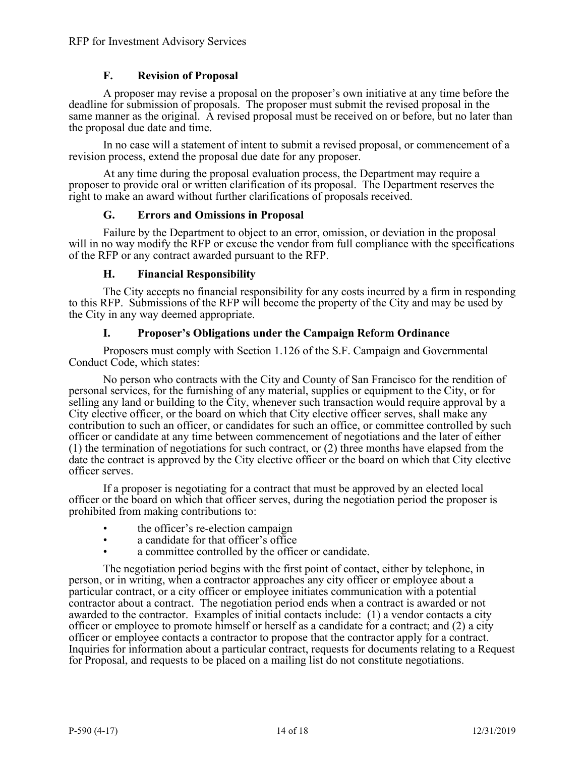### F. Revision of Proposal

A proposer may revise a proposal on the proposer's own initiative at any time before the deadline for submission of proposals. The proposer must submit the revised proposal in the same manner as the original. A revised proposal must be received on or before, but no later than the proposal due date and time.

In no case will a statement of intent to submit a revised proposal, or commencement of a revision process, extend the proposal due date for any proposer.

At any time during the proposal evaluation process, the Department may require a proposer to provide oral or written clarification of its proposal. The Department reserves the right to make an award without further clarifications of proposals received.

### G. Errors and Omissions in Proposal

Failure by the Department to object to an error, omission, or deviation in the proposal will in no way modify the RFP or excuse the vendor from full compliance with the specifications of the RFP or any contract awarded pursuant to the RFP.

### H. Financial Responsibility

The City accepts no financial responsibility for any costs incurred by a firm in responding to this RFP. Submissions of the RFP will become the property of the City and may be used by the City in any way deemed appropriate.

### I. Proposer's Obligations under the Campaign Reform Ordinance

Proposers must comply with Section 1.126 of the S.F. Campaign and Governmental Conduct Code, which states:

No person who contracts with the City and County of San Francisco for the rendition of personal services, for the furnishing of any material, supplies or equipment to the City, or for selling any land or building to the City, whenever such transaction would require approval by a City elective officer, or the board on which that City elective officer serves, shall make any contribution to such an officer, or candidates for such an office, or committee controlled by such officer or candidate at any time between commencement of negotiations and the later of either (1) the termination of negotiations for such contract, or (2) three months have elapsed from the date the contract is approved by the City elective officer or the board on which that City elective officer serves.

If a proposer is negotiating for a contract that must be approved by an elected local officer or the board on which that officer serves, during the negotiation period the proposer is prohibited from making contributions to:

- the officer's re-election campaign
- a candidate for that officer's office
- a committee controlled by the officer or candidate.

The negotiation period begins with the first point of contact, either by telephone, in person, or in writing, when a contractor approaches any city officer or employee about a particular contract, or a city officer or employee initiates communication with a potential contractor about a contract. The negotiation period ends when a contract is awarded or not awarded to the contractor. Examples of initial contacts include: (1) a vendor contacts a city officer or employee to promote himself or herself as a candidate for a contract; and (2) a city officer or employee contacts a contractor to propose that the contractor apply for a contract. Inquiries for information about a particular contract, requests for documents relating to a Request for Proposal, and requests to be placed on a mailing list do not constitute negotiations.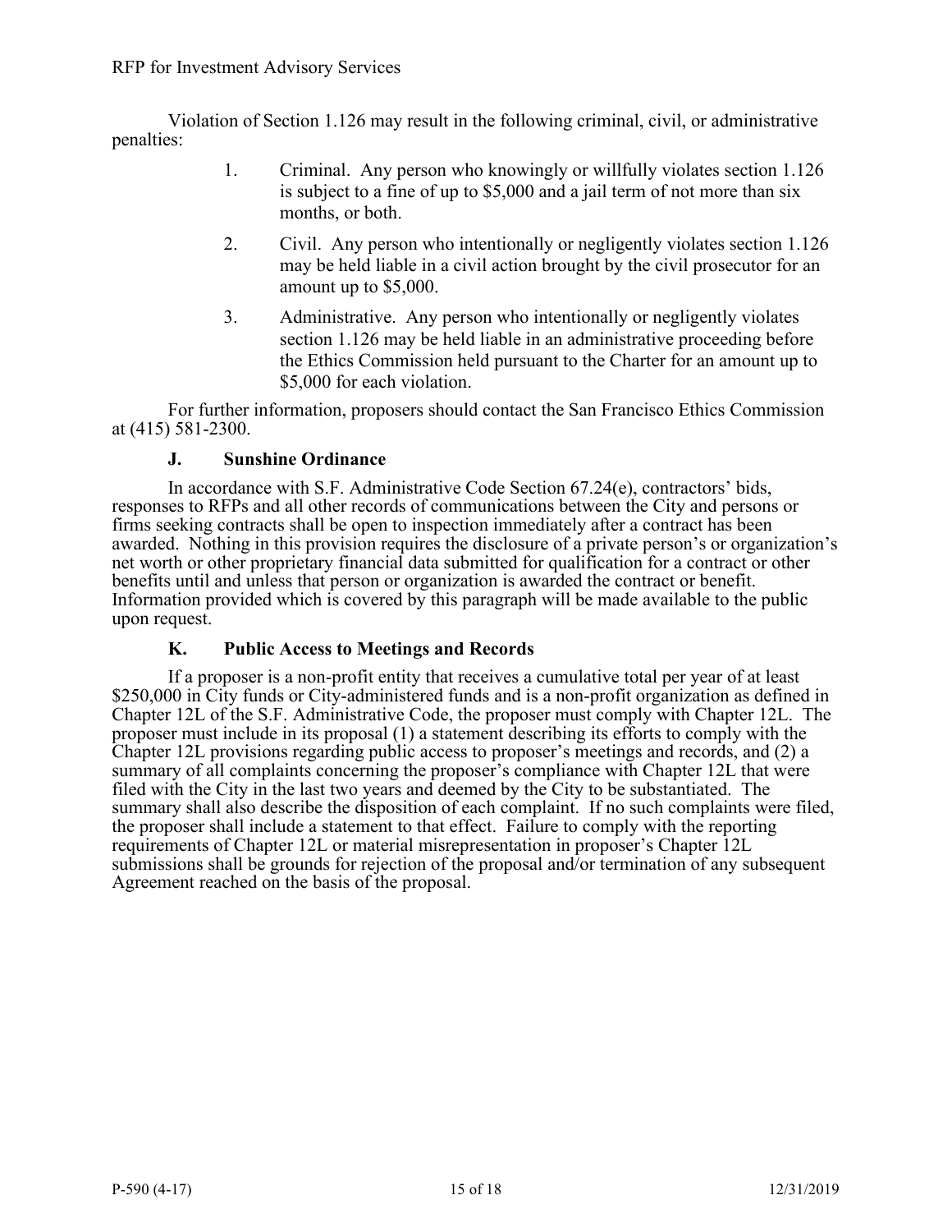Violation of Section 1.126 may result in the following criminal, civil, or administrative penalties:

1. Criminal. Any person who knowingly or willfully violates section 1.126 is subject to a fine of up to $5,000 and a jail term of not more than six months, or both.
2. Civil. Any person who intentionally or negligently violates section 1.126 may be held liable in a civil action brought by the civil prosecutor for an amount up to $5,000.
3. Administrative. Any person who intentionally or negligently violates section 1.126 may be held liable in an administrative proceeding before the Ethics Commission held pursuant to the Charter for an amount up to $5,000 for each violation.

For further information, proposers should contact the San Francisco Ethics Commission at (415) 581-2300.

### J. Sunshine Ordinance

In accordance with S.F. Administrative Code Section 67.24(e), contractors' bids, responses to RFPs and all other records of communications between the City and persons or firms seeking contracts shall be open to inspection immediately after a contract has been awarded. Nothing in this provision requires the disclosure of a private person's or organization's net worth or other proprietary financial data submitted for qualification for a contract or other benefits until and unless that person or organization is awarded the contract or benefit. Information provided which is covered by this paragraph will be made available to the public upon request.

### K. Public Access to Meetings and Records

If a proposer is a non-profit entity that receives a cumulative total per year of at least $250,000 in City funds or City-administered funds and is a non-profit organization as defined in Chapter 12L of the S.F. Administrative Code, the proposer must comply with Chapter 12L. The proposer must include in its proposal (1) a statement describing its efforts to comply with the Chapter 12L provisions regarding public access to proposer's meetings and records, and (2) a summary of all complaints concerning the proposer's compliance with Chapter 12L that were filed with the City in the last two years and deemed by the City to be substantiated. The summary shall also describe the disposition of each complaint. If no such complaints were filed, the proposer shall include a statement to that effect. Failure to comply with the reporting requirements of Chapter 12L or material misrepresentation in proposer's Chapter 12L submissions shall be grounds for rejection of the proposal and/or termination of any subsequent Agreement reached on the basis of the proposal.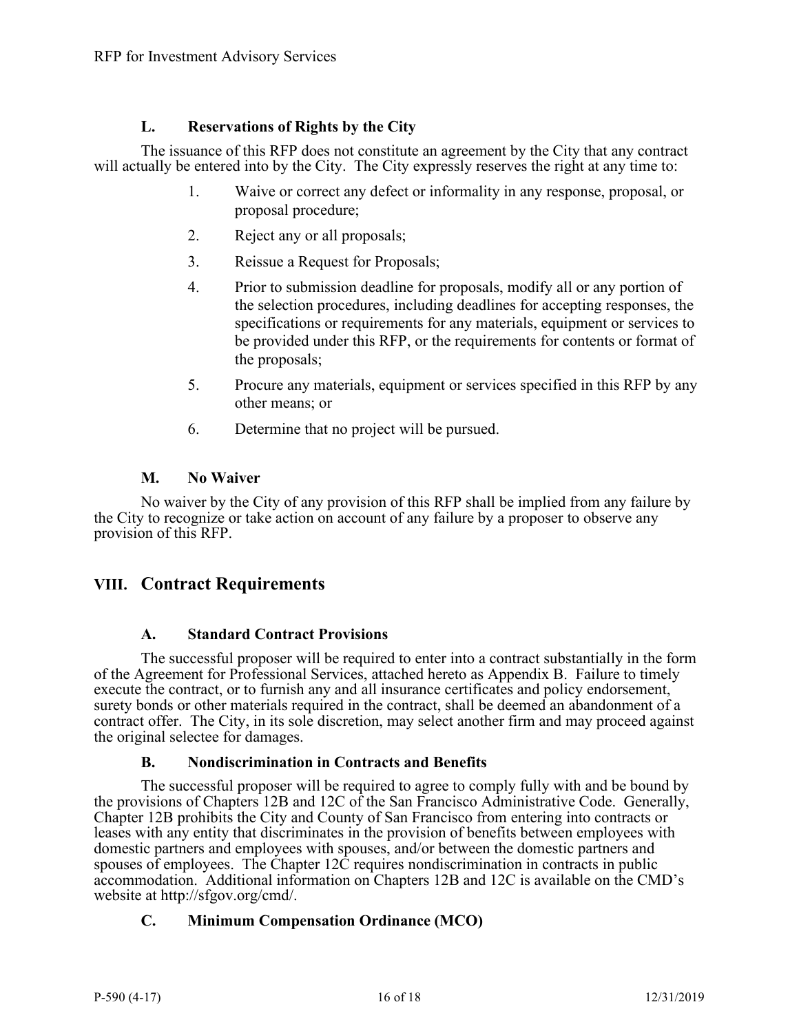### L. Reservations of Rights by the City

The issuance of this RFP does not constitute an agreement by the City that any contract will actually be entered into by the City. The City expressly reserves the right at any time to:

1. Waive or correct any defect or informality in any response, proposal, or proposal procedure;
2. Reject any or all proposals;
3. Reissue a Request for Proposals;
4. Prior to submission deadline for proposals, modify all or any portion of the selection procedures, including deadlines for accepting responses, the specifications or requirements for any materials, equipment or services to be provided under this RFP, or the requirements for contents or format of the proposals;
5. Procure any materials, equipment or services specified in this RFP by any other means; or
6. Determine that no project will be pursued.

### M. No Waiver

No waiver by the City of any provision of this RFP shall be implied from any failure by the City to recognize or take action on account of any failure by a proposer to observe any provision of this RFP.

## VIII. Contract Requirements

### A. Standard Contract Provisions

The successful proposer will be required to enter into a contract substantially in the form of the Agreement for Professional Services, attached hereto as Appendix B. Failure to timely execute the contract, or to furnish any and all insurance certificates and policy endorsement, surety bonds or other materials required in the contract, shall be deemed an abandonment of a contract offer. The City, in its sole discretion, may select another firm and may proceed against the original selectee for damages.

### B. Nondiscrimination in Contracts and Benefits

The successful proposer will be required to agree to comply fully with and be bound by the provisions of Chapters 12B and 12C of the San Francisco Administrative Code. Generally, Chapter 12B prohibits the City and County of San Francisco from entering into contracts or leases with any entity that discriminates in the provision of benefits between employees with domestic partners and employees with spouses, and/or between the domestic partners and spouses of employees. The Chapter 12C requires nondiscrimination in contracts in public accommodation. Additional information on Chapters 12B and 12C is available on the CMD's website at http://sfgov.org/cmd/.

### C. Minimum Compensation Ordinance (MCO)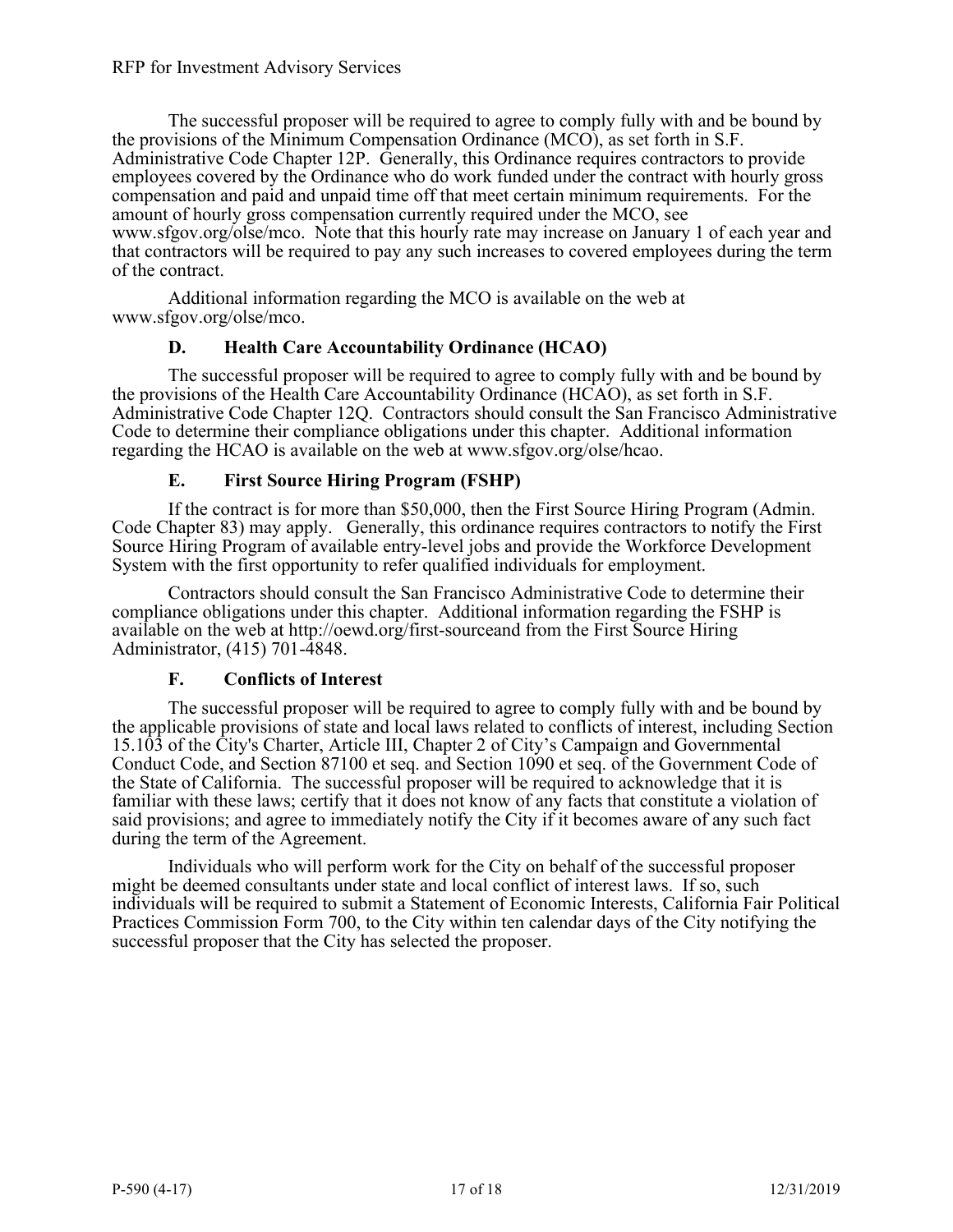The successful proposer will be required to agree to comply fully with and be bound by the provisions of the Minimum Compensation Ordinance (MCO), as set forth in S.F. Administrative Code Chapter 12P. Generally, this Ordinance requires contractors to provide employees covered by the Ordinance who do work funded under the contract with hourly gross compensation and paid and unpaid time off that meet certain minimum requirements. For the amount of hourly gross compensation currently required under the MCO, see www.sfgov.org/olse/mco. Note that this hourly rate may increase on January 1 of each year and that contractors will be required to pay any such increases to covered employees during the term of the contract.

Additional information regarding the MCO is available on the web at www.sfgov.org/olse/mco.

### D. Health Care Accountability Ordinance (HCAO)

The successful proposer will be required to agree to comply fully with and be bound by the provisions of the Health Care Accountability Ordinance (HCAO), as set forth in S.F. Administrative Code Chapter 12Q. Contractors should consult the San Francisco Administrative Code to determine their compliance obligations under this chapter. Additional information regarding the HCAO is available on the web at www.sfgov.org/olse/hcao.

### E. First Source Hiring Program (FSHP)

If the contract is for more than $50,000, then the First Source Hiring Program (Admin. Code Chapter 83) may apply. Generally, this ordinance requires contractors to notify the First Source Hiring Program of available entry-level jobs and provide the Workforce Development System with the first opportunity to refer qualified individuals for employment.

Contractors should consult the San Francisco Administrative Code to determine their compliance obligations under this chapter. Additional information regarding the FSHP is available on the web at http://oewd.org/first-sourceand from the First Source Hiring Administrator, (415) 701-4848.

### F. Conflicts of Interest

The successful proposer will be required to agree to comply fully with and be bound by the applicable provisions of state and local laws related to conflicts of interest, including Section 15.103 of the City's Charter, Article III, Chapter 2 of City's Campaign and Governmental Conduct Code, and Section 87100 et seq. and Section 1090 et seq. of the Government Code of the State of California. The successful proposer will be required to acknowledge that it is familiar with these laws; certify that it does not know of any facts that constitute a violation of said provisions; and agree to immediately notify the City if it becomes aware of any such fact during the term of the Agreement.

Individuals who will perform work for the City on behalf of the successful proposer might be deemed consultants under state and local conflict of interest laws. If so, such individuals will be required to submit a Statement of Economic Interests, California Fair Political Practices Commission Form 700, to the City within ten calendar days of the City notifying the successful proposer that the City has selected the proposer.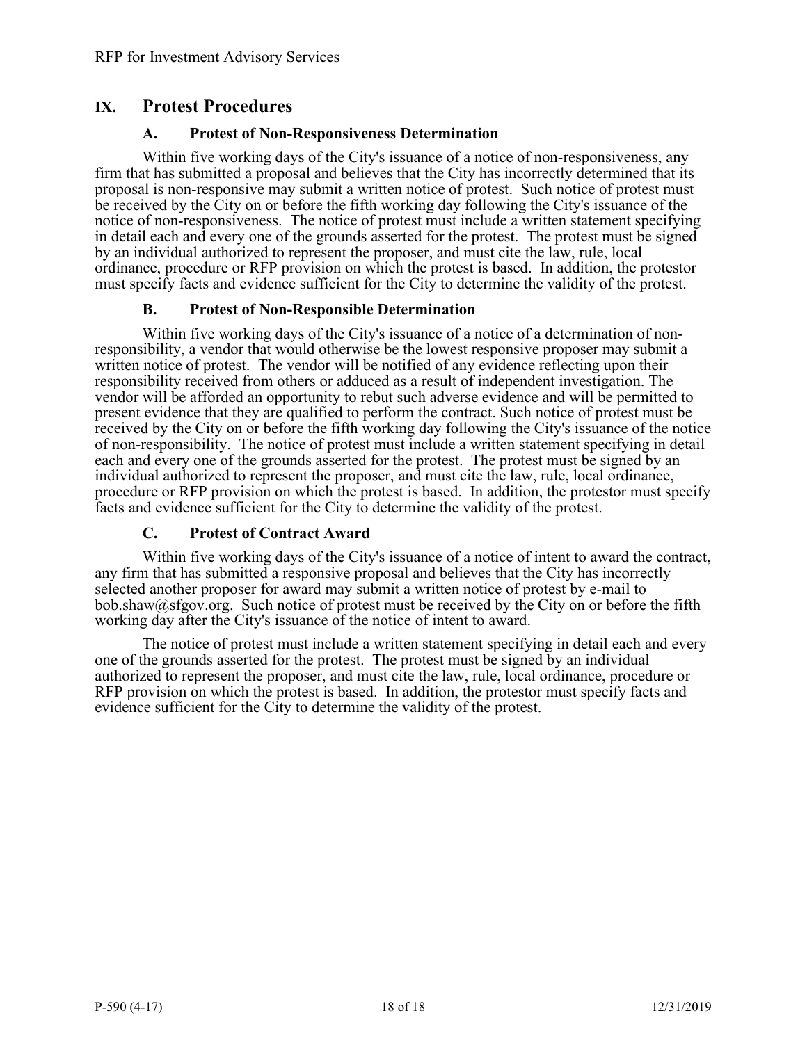## IX. Protest Procedures

### A. Protest of Non-Responsiveness Determination

Within five working days of the City's issuance of a notice of non-responsiveness, any firm that has submitted a proposal and believes that the City has incorrectly determined that its proposal is non-responsive may submit a written notice of protest. Such notice of protest must be received by the City on or before the fifth working day following the City's issuance of the notice of non-responsiveness. The notice of protest must include a written statement specifying in detail each and every one of the grounds asserted for the protest. The protest must be signed by an individual authorized to represent the proposer, and must cite the law, rule, local ordinance, procedure or RFP provision on which the protest is based. In addition, the protestor must specify facts and evidence sufficient for the City to determine the validity of the protest.

### B. Protest of Non-Responsible Determination

Within five working days of the City's issuance of a notice of a determination of non-responsibility, a vendor that would otherwise be the lowest responsive proposer may submit a written notice of protest. The vendor will be notified of any evidence reflecting upon their responsibility received from others or adduced as a result of independent investigation. The vendor will be afforded an opportunity to rebut such adverse evidence and will be permitted to present evidence that they are qualified to perform the contract. Such notice of protest must be received by the City on or before the fifth working day following the City's issuance of the notice of non-responsibility. The notice of protest must include a written statement specifying in detail each and every one of the grounds asserted for the protest. The protest must be signed by an individual authorized to represent the proposer, and must cite the law, rule, local ordinance, procedure or RFP provision on which the protest is based. In addition, the protestor must specify facts and evidence sufficient for the City to determine the validity of the protest.

### C. Protest of Contract Award

Within five working days of the City's issuance of a notice of intent to award the contract, any firm that has submitted a responsive proposal and believes that the City has incorrectly selected another proposer for award may submit a written notice of protest by e-mail to bob.shaw@sfgov.org. Such notice of protest must be received by the City on or before the fifth working day after the City's issuance of the notice of intent to award.

The notice of protest must include a written statement specifying in detail each and every one of the grounds asserted for the protest. The protest must be signed by an individual authorized to represent the proposer, and must cite the law, rule, local ordinance, procedure or RFP provision on which the protest is based. In addition, the protestor must specify facts and evidence sufficient for the City to determine the validity of the protest.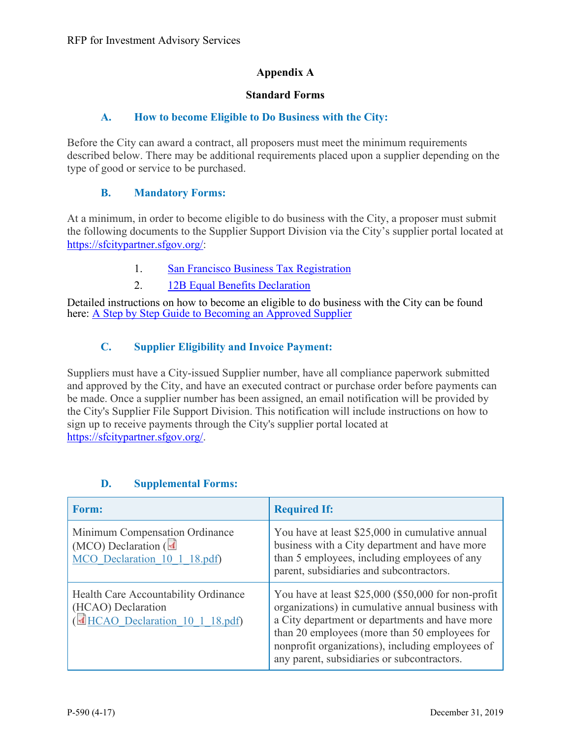## Appendix A

## Standard Forms

### A. How to become Eligible to Do Business with the City:

Before the City can award a contract, all proposers must meet the minimum requirements described below. There may be additional requirements placed upon a supplier depending on the type of good or service to be purchased.

### B. Mandatory Forms:

At a minimum, in order to become eligible to do business with the City, a proposer must submit the following documents to the Supplier Support Division via the City's supplier portal located at https://sfcitypartner.sfgov.org/:

1. San Francisco Business Tax Registration
2. 12B Equal Benefits Declaration

Detailed instructions on how to become an eligible to do business with the City can be found here: A Step by Step Guide to Becoming an Approved Supplier

### C. Supplier Eligibility and Invoice Payment:

Suppliers must have a City-issued Supplier number, have all compliance paperwork submitted and approved by the City, and have an executed contract or purchase order before payments can be made. Once a supplier number has been assigned, an email notification will be provided by the City's Supplier File Support Division. This notification will include instructions on how to sign up to receive payments through the City's supplier portal located at https://sfcitypartner.sfgov.org/.

### D. Supplemental Forms:

| Form: | Required If: |
|---|---|
| Minimum Compensation Ordinance (MCO) Declaration (MCO_Declaration_10_1_18.pdf) | You have at least $25,000 in cumulative annual business with a City department and have more than 5 employees, including employees of any parent, subsidiaries and subcontractors. |
| Health Care Accountability Ordinance (HCAO) Declaration (HCAO_Declaration_10_1_18.pdf) | You have at least $25,000 ($50,000 for non-profit organizations) in cumulative annual business with a City department or departments and have more than 20 employees (more than 50 employees for nonprofit organizations), including employees of any parent, subsidiaries or subcontractors. |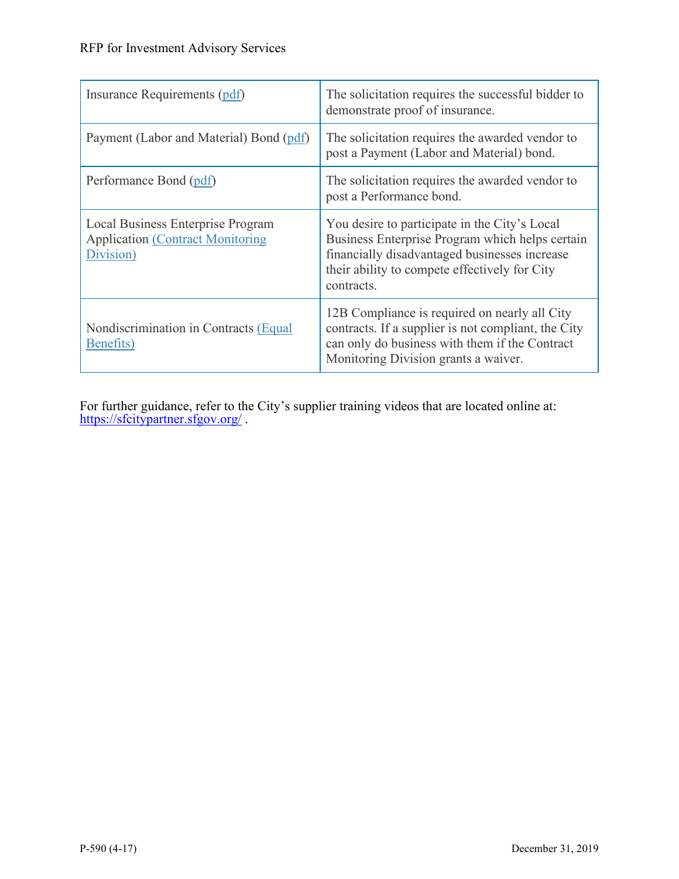| | |
|---|---|
| Insurance Requirements (pdf) | The solicitation requires the successful bidder to demonstrate proof of insurance. |
| Payment (Labor and Material) Bond (pdf) | The solicitation requires the awarded vendor to post a Payment (Labor and Material) bond. |
| Performance Bond (pdf) | The solicitation requires the awarded vendor to post a Performance bond. |
| Local Business Enterprise Program Application (Contract Monitoring Division) | You desire to participate in the City's Local Business Enterprise Program which helps certain financially disadvantaged businesses increase their ability to compete effectively for City contracts. |
| Nondiscrimination in Contracts (Equal Benefits) | 12B Compliance is required on nearly all City contracts. If a supplier is not compliant, the City can only do business with them if the Contract Monitoring Division grants a waiver. |

For further guidance, refer to the City's supplier training videos that are located online at: https://sfcitypartner.sfgov.org/ .